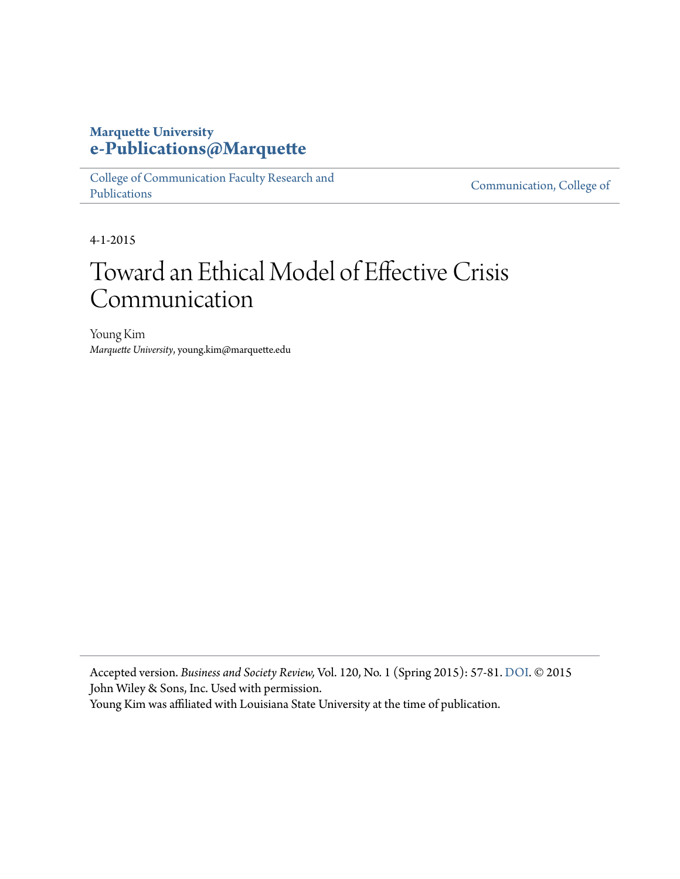**Marquette University**
**e-Publications@Marquette**

College of Communication Faculty Research and Publications

Communication, College of

4-1-2015

# Toward an Ethical Model of Effective Crisis Communication

Young Kim
*Marquette University*, young.kim@marquette.edu

Accepted version. *Business and Society Review,* Vol. 120, No. 1 (Spring 2015): 57-81. DOI. © 2015 John Wiley & Sons, Inc. Used with permission.
Young Kim was affiliated with Louisiana State University at the time of publication.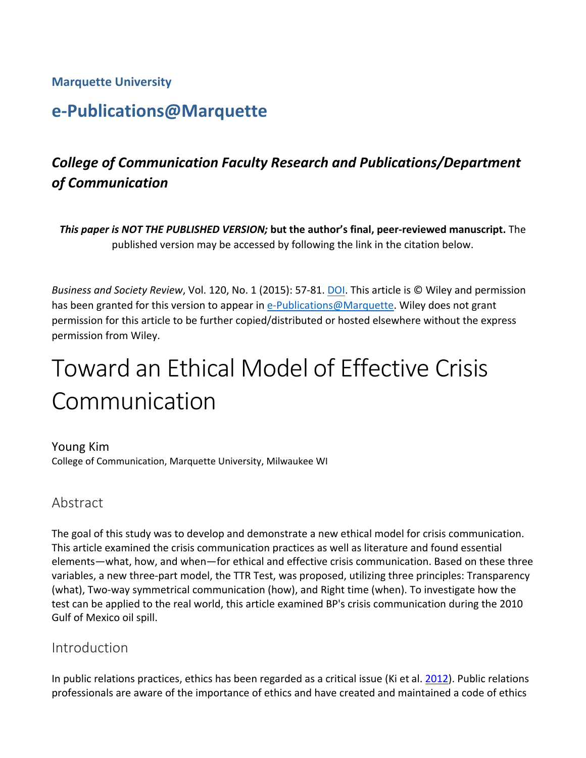**Marquette University**

## e-Publications@Marquette

### *College of Communication Faculty Research and Publications/Department of Communication*

***This paper is NOT THE PUBLISHED VERSION;* but the author's final, peer-reviewed manuscript.** The published version may be accessed by following the link in the citation below.

*Business and Society Review*, Vol. 120, No. 1 (2015): 57-81. DOI. This article is © Wiley and permission has been granted for this version to appear in e-Publications@Marquette. Wiley does not grant permission for this article to be further copied/distributed or hosted elsewhere without the express permission from Wiley.

# Toward an Ethical Model of Effective Crisis Communication

Young Kim
College of Communication, Marquette University, Milwaukee WI

## Abstract

The goal of this study was to develop and demonstrate a new ethical model for crisis communication. This article examined the crisis communication practices as well as literature and found essential elements—what, how, and when—for ethical and effective crisis communication. Based on these three variables, a new three-part model, the TTR Test, was proposed, utilizing three principles: Transparency (what), Two-way symmetrical communication (how), and Right time (when). To investigate how the test can be applied to the real world, this article examined BP's crisis communication during the 2010 Gulf of Mexico oil spill.

## Introduction

In public relations practices, ethics has been regarded as a critical issue (Ki et al. 2012). Public relations professionals are aware of the importance of ethics and have created and maintained a code of ethics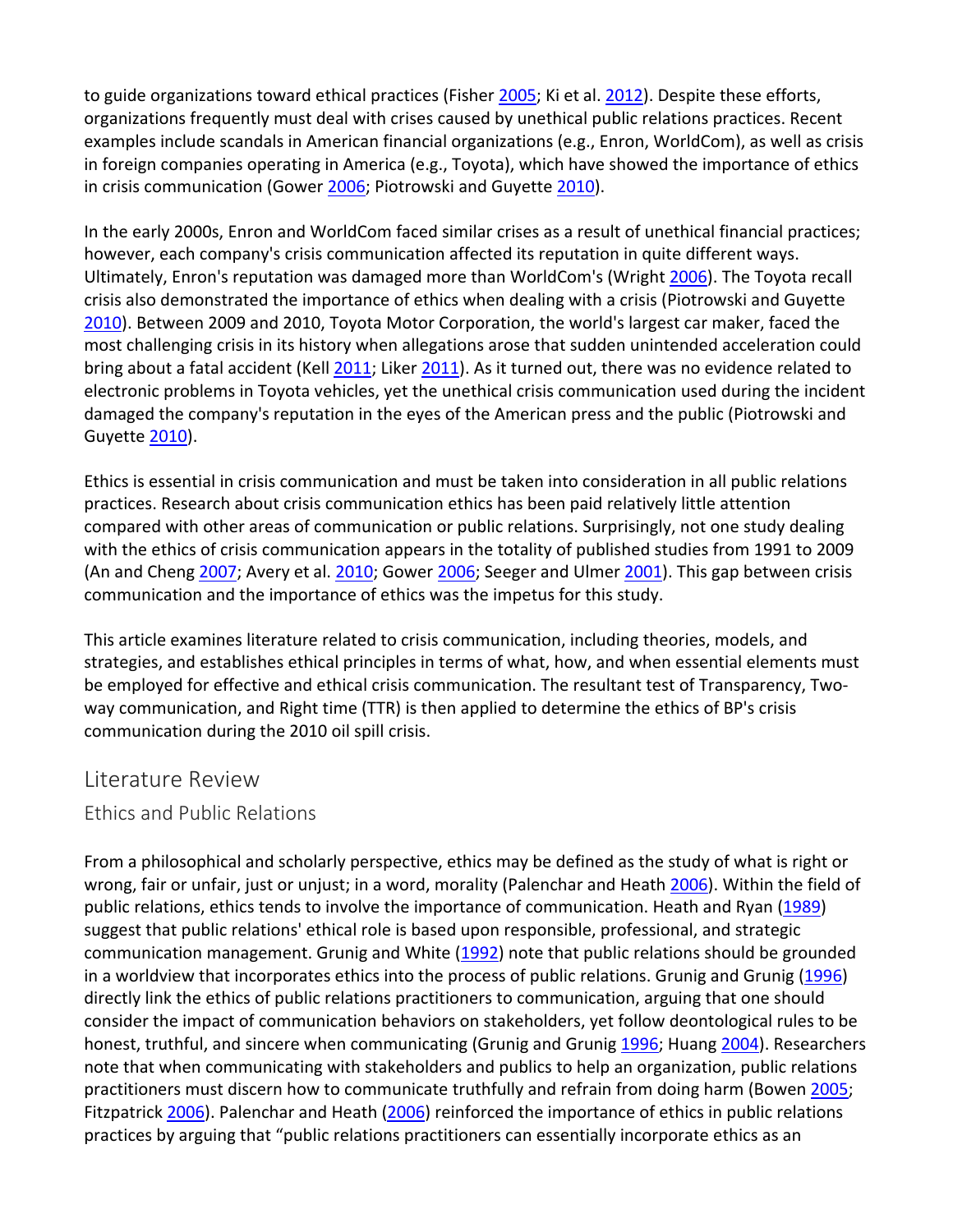to guide organizations toward ethical practices (Fisher 2005; Ki et al. 2012). Despite these efforts, organizations frequently must deal with crises caused by unethical public relations practices. Recent examples include scandals in American financial organizations (e.g., Enron, WorldCom), as well as crisis in foreign companies operating in America (e.g., Toyota), which have showed the importance of ethics in crisis communication (Gower 2006; Piotrowski and Guyette 2010).

In the early 2000s, Enron and WorldCom faced similar crises as a result of unethical financial practices; however, each company's crisis communication affected its reputation in quite different ways. Ultimately, Enron's reputation was damaged more than WorldCom's (Wright 2006). The Toyota recall crisis also demonstrated the importance of ethics when dealing with a crisis (Piotrowski and Guyette 2010). Between 2009 and 2010, Toyota Motor Corporation, the world's largest car maker, faced the most challenging crisis in its history when allegations arose that sudden unintended acceleration could bring about a fatal accident (Kell 2011; Liker 2011). As it turned out, there was no evidence related to electronic problems in Toyota vehicles, yet the unethical crisis communication used during the incident damaged the company's reputation in the eyes of the American press and the public (Piotrowski and Guyette 2010).

Ethics is essential in crisis communication and must be taken into consideration in all public relations practices. Research about crisis communication ethics has been paid relatively little attention compared with other areas of communication or public relations. Surprisingly, not one study dealing with the ethics of crisis communication appears in the totality of published studies from 1991 to 2009 (An and Cheng 2007; Avery et al. 2010; Gower 2006; Seeger and Ulmer 2001). This gap between crisis communication and the importance of ethics was the impetus for this study.

This article examines literature related to crisis communication, including theories, models, and strategies, and establishes ethical principles in terms of what, how, and when essential elements must be employed for effective and ethical crisis communication. The resultant test of Transparency, Two-way communication, and Right time (TTR) is then applied to determine the ethics of BP's crisis communication during the 2010 oil spill crisis.

## Literature Review

### Ethics and Public Relations

From a philosophical and scholarly perspective, ethics may be defined as the study of what is right or wrong, fair or unfair, just or unjust; in a word, morality (Palenchar and Heath 2006). Within the field of public relations, ethics tends to involve the importance of communication. Heath and Ryan (1989) suggest that public relations' ethical role is based upon responsible, professional, and strategic communication management. Grunig and White (1992) note that public relations should be grounded in a worldview that incorporates ethics into the process of public relations. Grunig and Grunig (1996) directly link the ethics of public relations practitioners to communication, arguing that one should consider the impact of communication behaviors on stakeholders, yet follow deontological rules to be honest, truthful, and sincere when communicating (Grunig and Grunig 1996; Huang 2004). Researchers note that when communicating with stakeholders and publics to help an organization, public relations practitioners must discern how to communicate truthfully and refrain from doing harm (Bowen 2005; Fitzpatrick 2006). Palenchar and Heath (2006) reinforced the importance of ethics in public relations practices by arguing that "public relations practitioners can essentially incorporate ethics as an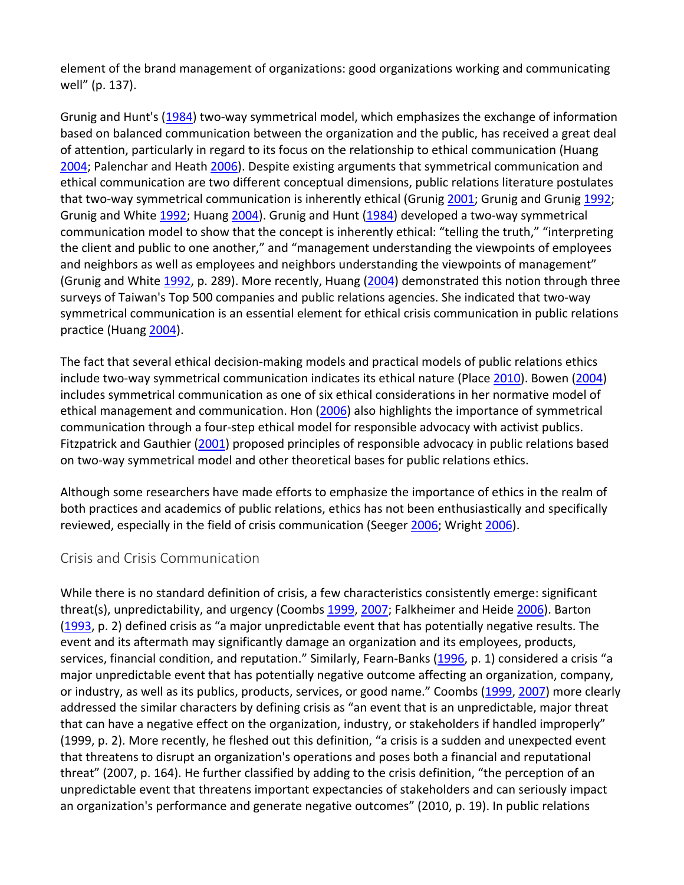element of the brand management of organizations: good organizations working and communicating well" (p. 137).

Grunig and Hunt's (1984) two-way symmetrical model, which emphasizes the exchange of information based on balanced communication between the organization and the public, has received a great deal of attention, particularly in regard to its focus on the relationship to ethical communication (Huang 2004; Palenchar and Heath 2006). Despite existing arguments that symmetrical communication and ethical communication are two different conceptual dimensions, public relations literature postulates that two-way symmetrical communication is inherently ethical (Grunig 2001; Grunig and Grunig 1992; Grunig and White 1992; Huang 2004). Grunig and Hunt (1984) developed a two-way symmetrical communication model to show that the concept is inherently ethical: "telling the truth," "interpreting the client and public to one another," and "management understanding the viewpoints of employees and neighbors as well as employees and neighbors understanding the viewpoints of management" (Grunig and White 1992, p. 289). More recently, Huang (2004) demonstrated this notion through three surveys of Taiwan's Top 500 companies and public relations agencies. She indicated that two-way symmetrical communication is an essential element for ethical crisis communication in public relations practice (Huang 2004).

The fact that several ethical decision-making models and practical models of public relations ethics include two-way symmetrical communication indicates its ethical nature (Place 2010). Bowen (2004) includes symmetrical communication as one of six ethical considerations in her normative model of ethical management and communication. Hon (2006) also highlights the importance of symmetrical communication through a four-step ethical model for responsible advocacy with activist publics. Fitzpatrick and Gauthier (2001) proposed principles of responsible advocacy in public relations based on two-way symmetrical model and other theoretical bases for public relations ethics.

Although some researchers have made efforts to emphasize the importance of ethics in the realm of both practices and academics of public relations, ethics has not been enthusiastically and specifically reviewed, especially in the field of crisis communication (Seeger 2006; Wright 2006).

## Crisis and Crisis Communication

While there is no standard definition of crisis, a few characteristics consistently emerge: significant threat(s), unpredictability, and urgency (Coombs 1999, 2007; Falkheimer and Heide 2006). Barton (1993, p. 2) defined crisis as "a major unpredictable event that has potentially negative results. The event and its aftermath may significantly damage an organization and its employees, products, services, financial condition, and reputation." Similarly, Fearn-Banks (1996, p. 1) considered a crisis "a major unpredictable event that has potentially negative outcome affecting an organization, company, or industry, as well as its publics, products, services, or good name." Coombs (1999, 2007) more clearly addressed the similar characters by defining crisis as "an event that is an unpredictable, major threat that can have a negative effect on the organization, industry, or stakeholders if handled improperly" (1999, p. 2). More recently, he fleshed out this definition, "a crisis is a sudden and unexpected event that threatens to disrupt an organization's operations and poses both a financial and reputational threat" (2007, p. 164). He further classified by adding to the crisis definition, "the perception of an unpredictable event that threatens important expectancies of stakeholders and can seriously impact an organization's performance and generate negative outcomes" (2010, p. 19). In public relations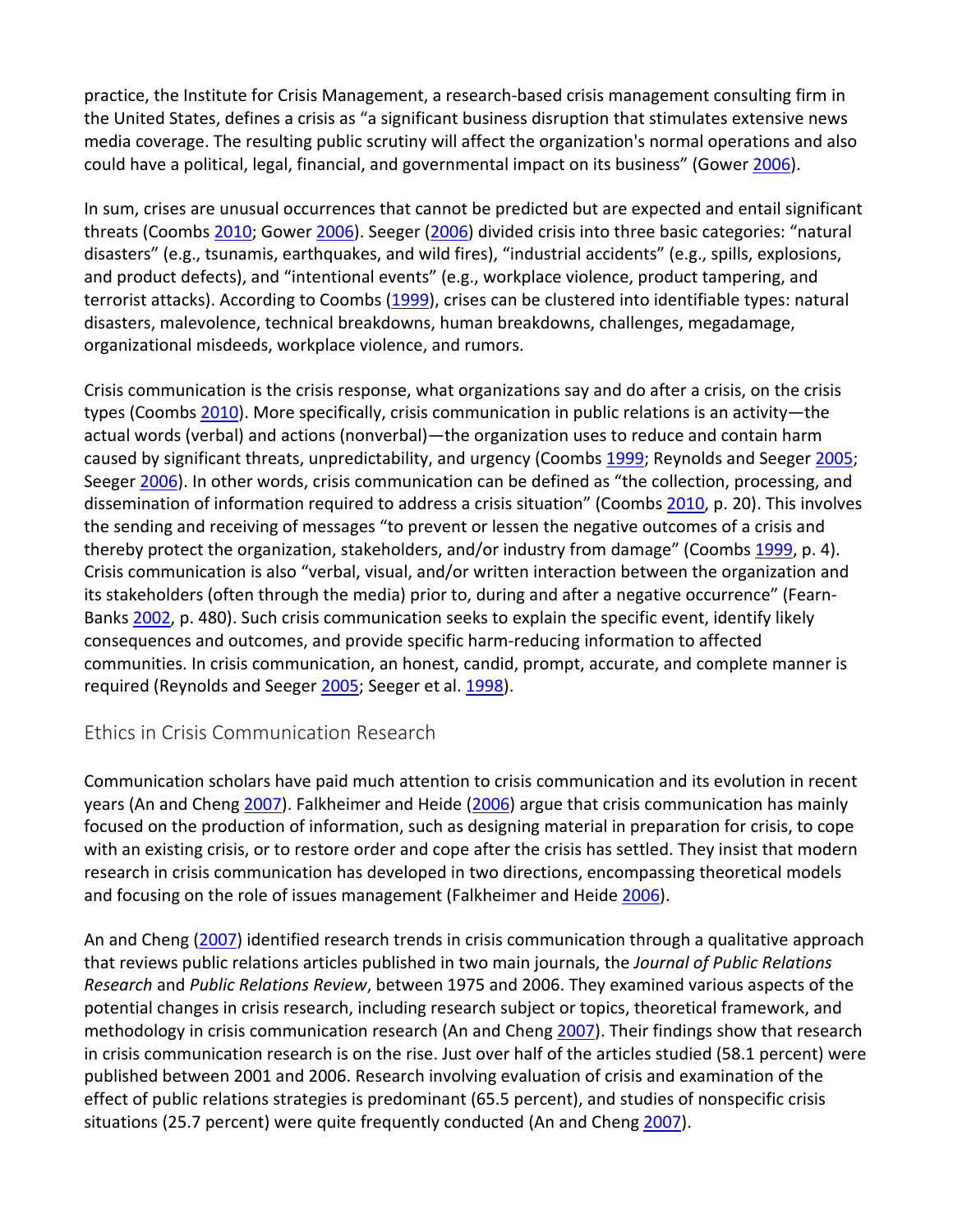practice, the Institute for Crisis Management, a research-based crisis management consulting firm in the United States, defines a crisis as "a significant business disruption that stimulates extensive news media coverage. The resulting public scrutiny will affect the organization's normal operations and also could have a political, legal, financial, and governmental impact on its business" (Gower 2006).

In sum, crises are unusual occurrences that cannot be predicted but are expected and entail significant threats (Coombs 2010; Gower 2006). Seeger (2006) divided crisis into three basic categories: "natural disasters" (e.g., tsunamis, earthquakes, and wild fires), "industrial accidents" (e.g., spills, explosions, and product defects), and "intentional events" (e.g., workplace violence, product tampering, and terrorist attacks). According to Coombs (1999), crises can be clustered into identifiable types: natural disasters, malevolence, technical breakdowns, human breakdowns, challenges, megadamage, organizational misdeeds, workplace violence, and rumors.

Crisis communication is the crisis response, what organizations say and do after a crisis, on the crisis types (Coombs 2010). More specifically, crisis communication in public relations is an activity—the actual words (verbal) and actions (nonverbal)—the organization uses to reduce and contain harm caused by significant threats, unpredictability, and urgency (Coombs 1999; Reynolds and Seeger 2005; Seeger 2006). In other words, crisis communication can be defined as "the collection, processing, and dissemination of information required to address a crisis situation" (Coombs 2010, p. 20). This involves the sending and receiving of messages "to prevent or lessen the negative outcomes of a crisis and thereby protect the organization, stakeholders, and/or industry from damage" (Coombs 1999, p. 4). Crisis communication is also "verbal, visual, and/or written interaction between the organization and its stakeholders (often through the media) prior to, during and after a negative occurrence" (Fearn-Banks 2002, p. 480). Such crisis communication seeks to explain the specific event, identify likely consequences and outcomes, and provide specific harm-reducing information to affected communities. In crisis communication, an honest, candid, prompt, accurate, and complete manner is required (Reynolds and Seeger 2005; Seeger et al. 1998).

## Ethics in Crisis Communication Research

Communication scholars have paid much attention to crisis communication and its evolution in recent years (An and Cheng 2007). Falkheimer and Heide (2006) argue that crisis communication has mainly focused on the production of information, such as designing material in preparation for crisis, to cope with an existing crisis, or to restore order and cope after the crisis has settled. They insist that modern research in crisis communication has developed in two directions, encompassing theoretical models and focusing on the role of issues management (Falkheimer and Heide 2006).

An and Cheng (2007) identified research trends in crisis communication through a qualitative approach that reviews public relations articles published in two main journals, the *Journal of Public Relations Research* and *Public Relations Review*, between 1975 and 2006. They examined various aspects of the potential changes in crisis research, including research subject or topics, theoretical framework, and methodology in crisis communication research (An and Cheng 2007). Their findings show that research in crisis communication research is on the rise. Just over half of the articles studied (58.1 percent) were published between 2001 and 2006. Research involving evaluation of crisis and examination of the effect of public relations strategies is predominant (65.5 percent), and studies of nonspecific crisis situations (25.7 percent) were quite frequently conducted (An and Cheng 2007).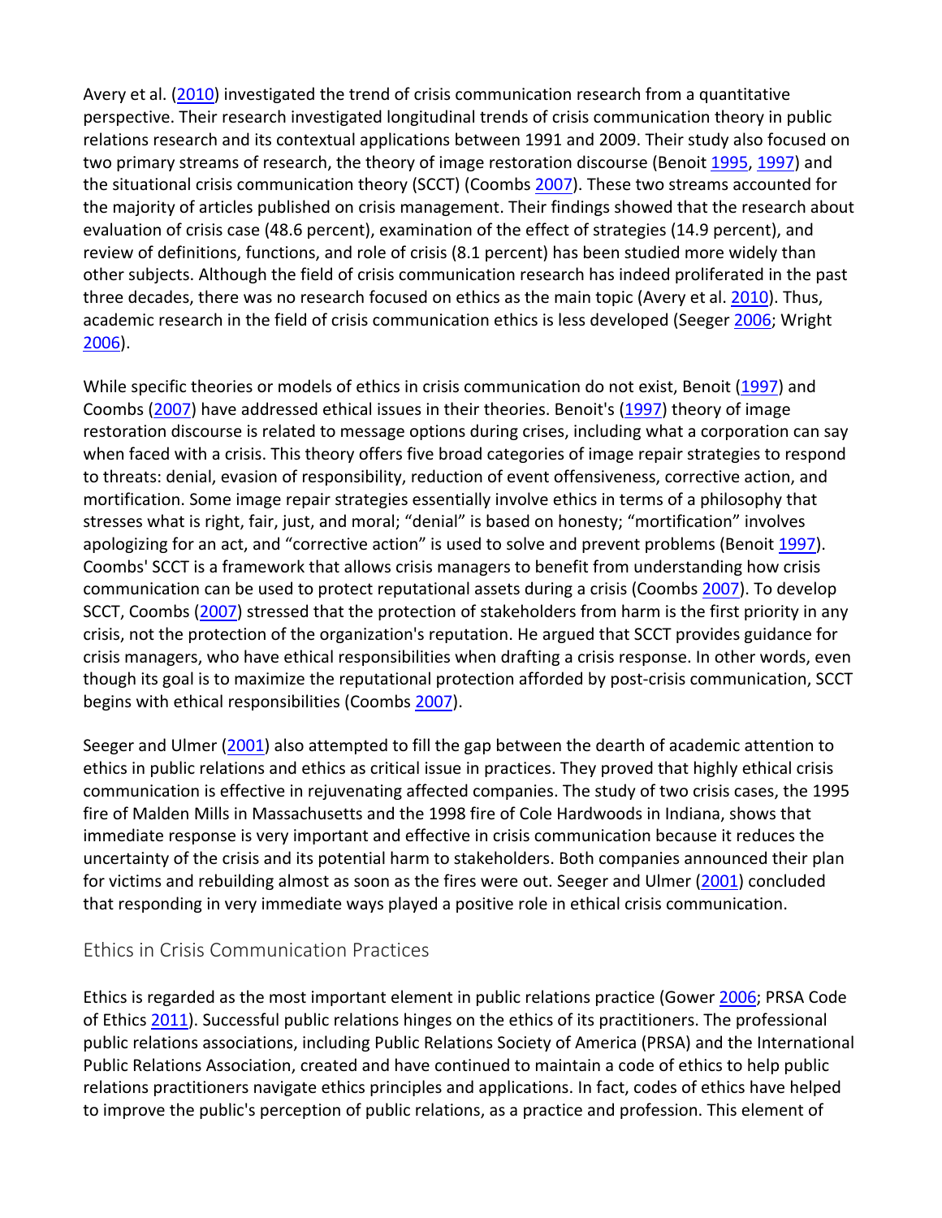Avery et al. (2010) investigated the trend of crisis communication research from a quantitative perspective. Their research investigated longitudinal trends of crisis communication theory in public relations research and its contextual applications between 1991 and 2009. Their study also focused on two primary streams of research, the theory of image restoration discourse (Benoit 1995, 1997) and the situational crisis communication theory (SCCT) (Coombs 2007). These two streams accounted for the majority of articles published on crisis management. Their findings showed that the research about evaluation of crisis case (48.6 percent), examination of the effect of strategies (14.9 percent), and review of definitions, functions, and role of crisis (8.1 percent) has been studied more widely than other subjects. Although the field of crisis communication research has indeed proliferated in the past three decades, there was no research focused on ethics as the main topic (Avery et al. 2010). Thus, academic research in the field of crisis communication ethics is less developed (Seeger 2006; Wright 2006).

While specific theories or models of ethics in crisis communication do not exist, Benoit (1997) and Coombs (2007) have addressed ethical issues in their theories. Benoit's (1997) theory of image restoration discourse is related to message options during crises, including what a corporation can say when faced with a crisis. This theory offers five broad categories of image repair strategies to respond to threats: denial, evasion of responsibility, reduction of event offensiveness, corrective action, and mortification. Some image repair strategies essentially involve ethics in terms of a philosophy that stresses what is right, fair, just, and moral; "denial" is based on honesty; "mortification" involves apologizing for an act, and "corrective action" is used to solve and prevent problems (Benoit 1997). Coombs' SCCT is a framework that allows crisis managers to benefit from understanding how crisis communication can be used to protect reputational assets during a crisis (Coombs 2007). To develop SCCT, Coombs (2007) stressed that the protection of stakeholders from harm is the first priority in any crisis, not the protection of the organization's reputation. He argued that SCCT provides guidance for crisis managers, who have ethical responsibilities when drafting a crisis response. In other words, even though its goal is to maximize the reputational protection afforded by post-crisis communication, SCCT begins with ethical responsibilities (Coombs 2007).

Seeger and Ulmer (2001) also attempted to fill the gap between the dearth of academic attention to ethics in public relations and ethics as critical issue in practices. They proved that highly ethical crisis communication is effective in rejuvenating affected companies. The study of two crisis cases, the 1995 fire of Malden Mills in Massachusetts and the 1998 fire of Cole Hardwoods in Indiana, shows that immediate response is very important and effective in crisis communication because it reduces the uncertainty of the crisis and its potential harm to stakeholders. Both companies announced their plan for victims and rebuilding almost as soon as the fires were out. Seeger and Ulmer (2001) concluded that responding in very immediate ways played a positive role in ethical crisis communication.

## Ethics in Crisis Communication Practices

Ethics is regarded as the most important element in public relations practice (Gower 2006; PRSA Code of Ethics 2011). Successful public relations hinges on the ethics of its practitioners. The professional public relations associations, including Public Relations Society of America (PRSA) and the International Public Relations Association, created and have continued to maintain a code of ethics to help public relations practitioners navigate ethics principles and applications. In fact, codes of ethics have helped to improve the public's perception of public relations, as a practice and profession. This element of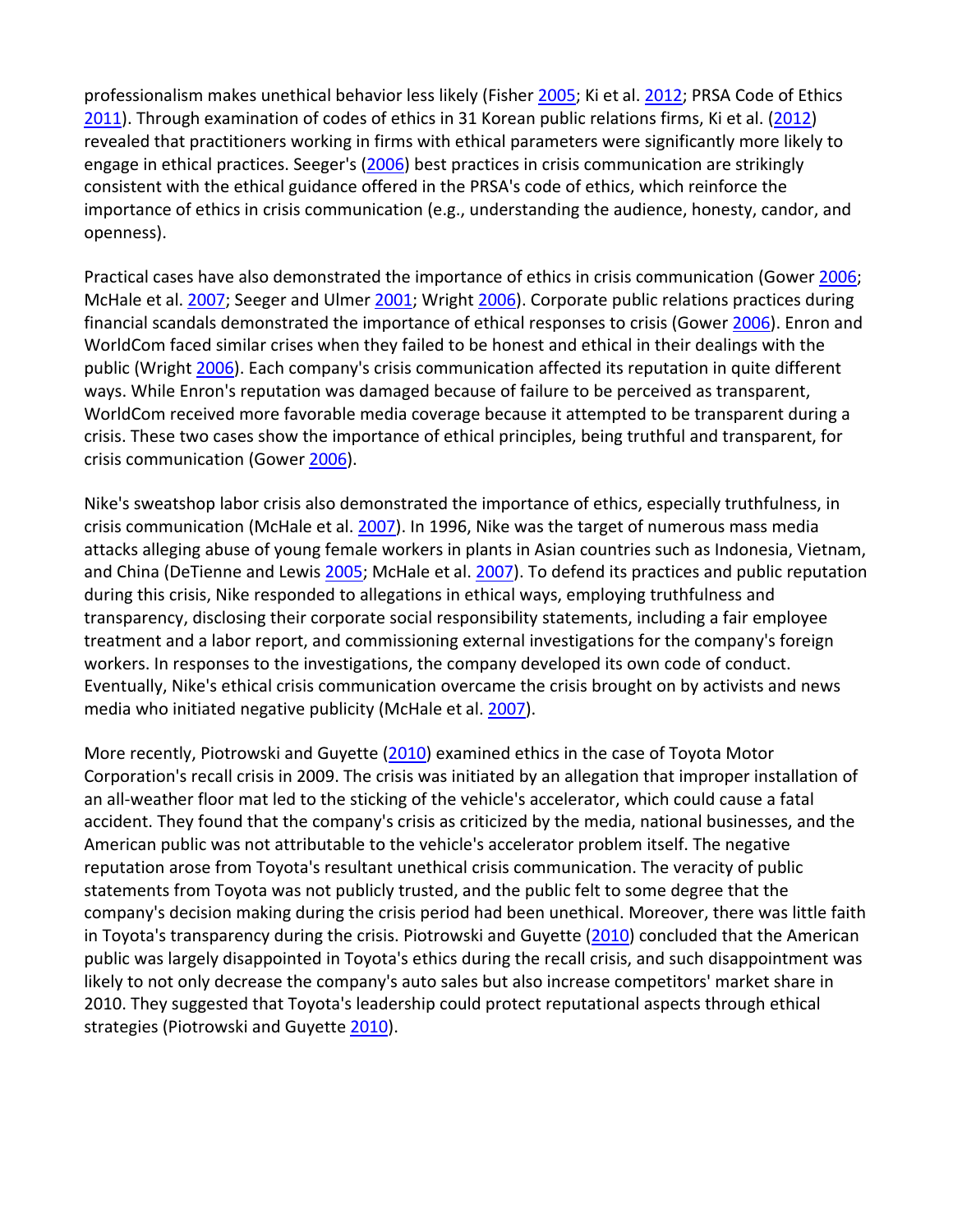professionalism makes unethical behavior less likely (Fisher 2005; Ki et al. 2012; PRSA Code of Ethics 2011). Through examination of codes of ethics in 31 Korean public relations firms, Ki et al. (2012) revealed that practitioners working in firms with ethical parameters were significantly more likely to engage in ethical practices. Seeger's (2006) best practices in crisis communication are strikingly consistent with the ethical guidance offered in the PRSA's code of ethics, which reinforce the importance of ethics in crisis communication (e.g., understanding the audience, honesty, candor, and openness).

Practical cases have also demonstrated the importance of ethics in crisis communication (Gower 2006; McHale et al. 2007; Seeger and Ulmer 2001; Wright 2006). Corporate public relations practices during financial scandals demonstrated the importance of ethical responses to crisis (Gower 2006). Enron and WorldCom faced similar crises when they failed to be honest and ethical in their dealings with the public (Wright 2006). Each company's crisis communication affected its reputation in quite different ways. While Enron's reputation was damaged because of failure to be perceived as transparent, WorldCom received more favorable media coverage because it attempted to be transparent during a crisis. These two cases show the importance of ethical principles, being truthful and transparent, for crisis communication (Gower 2006).

Nike's sweatshop labor crisis also demonstrated the importance of ethics, especially truthfulness, in crisis communication (McHale et al. 2007). In 1996, Nike was the target of numerous mass media attacks alleging abuse of young female workers in plants in Asian countries such as Indonesia, Vietnam, and China (DeTienne and Lewis 2005; McHale et al. 2007). To defend its practices and public reputation during this crisis, Nike responded to allegations in ethical ways, employing truthfulness and transparency, disclosing their corporate social responsibility statements, including a fair employee treatment and a labor report, and commissioning external investigations for the company's foreign workers. In responses to the investigations, the company developed its own code of conduct. Eventually, Nike's ethical crisis communication overcame the crisis brought on by activists and news media who initiated negative publicity (McHale et al. 2007).

More recently, Piotrowski and Guyette (2010) examined ethics in the case of Toyota Motor Corporation's recall crisis in 2009. The crisis was initiated by an allegation that improper installation of an all-weather floor mat led to the sticking of the vehicle's accelerator, which could cause a fatal accident. They found that the company's crisis as criticized by the media, national businesses, and the American public was not attributable to the vehicle's accelerator problem itself. The negative reputation arose from Toyota's resultant unethical crisis communication. The veracity of public statements from Toyota was not publicly trusted, and the public felt to some degree that the company's decision making during the crisis period had been unethical. Moreover, there was little faith in Toyota's transparency during the crisis. Piotrowski and Guyette (2010) concluded that the American public was largely disappointed in Toyota's ethics during the recall crisis, and such disappointment was likely to not only decrease the company's auto sales but also increase competitors' market share in 2010. They suggested that Toyota's leadership could protect reputational aspects through ethical strategies (Piotrowski and Guyette 2010).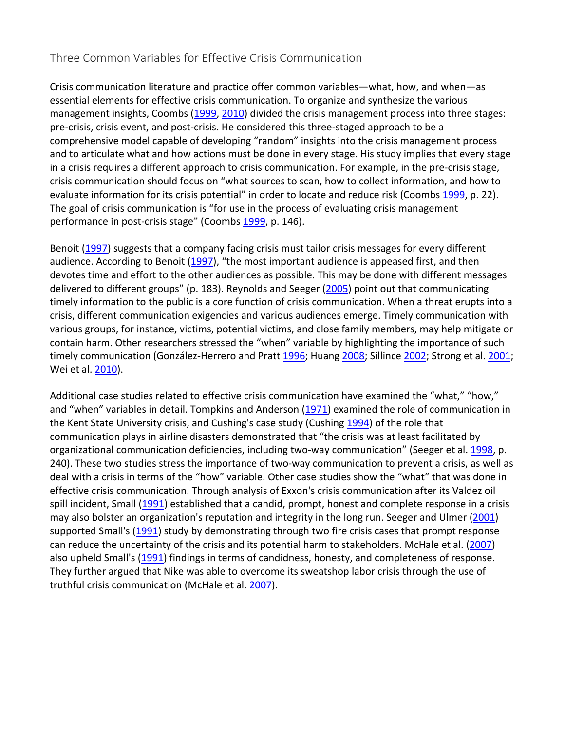## Three Common Variables for Effective Crisis Communication

Crisis communication literature and practice offer common variables—what, how, and when—as essential elements for effective crisis communication. To organize and synthesize the various management insights, Coombs (1999, 2010) divided the crisis management process into three stages: pre-crisis, crisis event, and post-crisis. He considered this three-staged approach to be a comprehensive model capable of developing "random" insights into the crisis management process and to articulate what and how actions must be done in every stage. His study implies that every stage in a crisis requires a different approach to crisis communication. For example, in the pre-crisis stage, crisis communication should focus on "what sources to scan, how to collect information, and how to evaluate information for its crisis potential" in order to locate and reduce risk (Coombs 1999, p. 22). The goal of crisis communication is "for use in the process of evaluating crisis management performance in post-crisis stage" (Coombs 1999, p. 146).

Benoit (1997) suggests that a company facing crisis must tailor crisis messages for every different audience. According to Benoit (1997), "the most important audience is appeased first, and then devotes time and effort to the other audiences as possible. This may be done with different messages delivered to different groups" (p. 183). Reynolds and Seeger (2005) point out that communicating timely information to the public is a core function of crisis communication. When a threat erupts into a crisis, different communication exigencies and various audiences emerge. Timely communication with various groups, for instance, victims, potential victims, and close family members, may help mitigate or contain harm. Other researchers stressed the "when" variable by highlighting the importance of such timely communication (González-Herrero and Pratt 1996; Huang 2008; Sillince 2002; Strong et al. 2001; Wei et al. 2010).

Additional case studies related to effective crisis communication have examined the "what," "how," and "when" variables in detail. Tompkins and Anderson (1971) examined the role of communication in the Kent State University crisis, and Cushing's case study (Cushing 1994) of the role that communication plays in airline disasters demonstrated that "the crisis was at least facilitated by organizational communication deficiencies, including two-way communication" (Seeger et al. 1998, p. 240). These two studies stress the importance of two-way communication to prevent a crisis, as well as deal with a crisis in terms of the "how" variable. Other case studies show the "what" that was done in effective crisis communication. Through analysis of Exxon's crisis communication after its Valdez oil spill incident, Small (1991) established that a candid, prompt, honest and complete response in a crisis may also bolster an organization's reputation and integrity in the long run. Seeger and Ulmer (2001) supported Small's (1991) study by demonstrating through two fire crisis cases that prompt response can reduce the uncertainty of the crisis and its potential harm to stakeholders. McHale et al. (2007) also upheld Small's (1991) findings in terms of candidness, honesty, and completeness of response. They further argued that Nike was able to overcome its sweatshop labor crisis through the use of truthful crisis communication (McHale et al. 2007).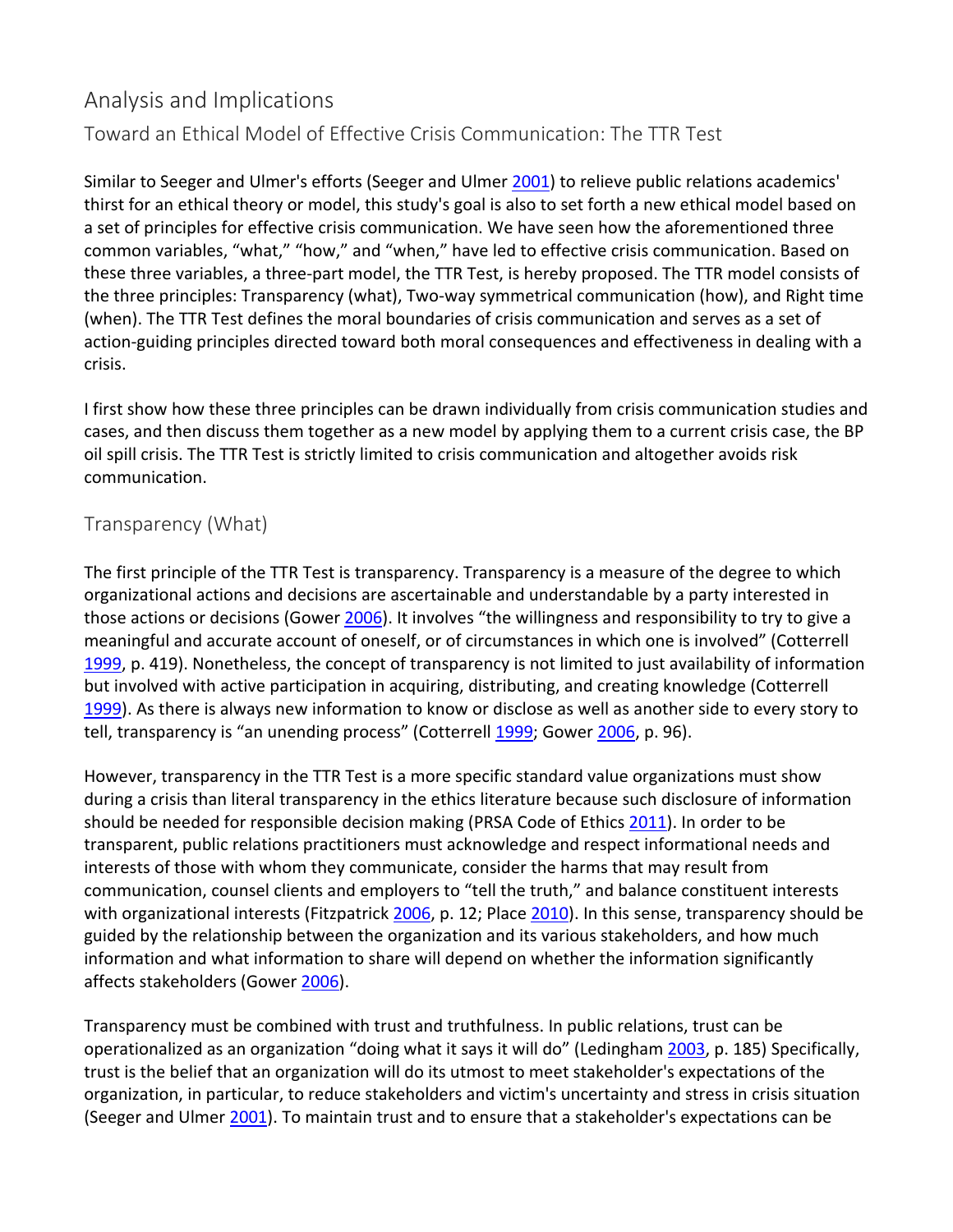## Analysis and Implications

### Toward an Ethical Model of Effective Crisis Communication: The TTR Test

Similar to Seeger and Ulmer's efforts (Seeger and Ulmer 2001) to relieve public relations academics' thirst for an ethical theory or model, this study's goal is also to set forth a new ethical model based on a set of principles for effective crisis communication. We have seen how the aforementioned three common variables, "what," "how," and "when," have led to effective crisis communication. Based on these three variables, a three-part model, the TTR Test, is hereby proposed. The TTR model consists of the three principles: Transparency (what), Two-way symmetrical communication (how), and Right time (when). The TTR Test defines the moral boundaries of crisis communication and serves as a set of action-guiding principles directed toward both moral consequences and effectiveness in dealing with a crisis.

I first show how these three principles can be drawn individually from crisis communication studies and cases, and then discuss them together as a new model by applying them to a current crisis case, the BP oil spill crisis. The TTR Test is strictly limited to crisis communication and altogether avoids risk communication.

### Transparency (What)

The first principle of the TTR Test is transparency. Transparency is a measure of the degree to which organizational actions and decisions are ascertainable and understandable by a party interested in those actions or decisions (Gower 2006). It involves "the willingness and responsibility to try to give a meaningful and accurate account of oneself, or of circumstances in which one is involved" (Cotterrell 1999, p. 419). Nonetheless, the concept of transparency is not limited to just availability of information but involved with active participation in acquiring, distributing, and creating knowledge (Cotterrell 1999). As there is always new information to know or disclose as well as another side to every story to tell, transparency is "an unending process" (Cotterrell 1999; Gower 2006, p. 96).

However, transparency in the TTR Test is a more specific standard value organizations must show during a crisis than literal transparency in the ethics literature because such disclosure of information should be needed for responsible decision making (PRSA Code of Ethics 2011). In order to be transparent, public relations practitioners must acknowledge and respect informational needs and interests of those with whom they communicate, consider the harms that may result from communication, counsel clients and employers to "tell the truth," and balance constituent interests with organizational interests (Fitzpatrick 2006, p. 12; Place 2010). In this sense, transparency should be guided by the relationship between the organization and its various stakeholders, and how much information and what information to share will depend on whether the information significantly affects stakeholders (Gower 2006).

Transparency must be combined with trust and truthfulness. In public relations, trust can be operationalized as an organization "doing what it says it will do" (Ledingham 2003, p. 185) Specifically, trust is the belief that an organization will do its utmost to meet stakeholder's expectations of the organization, in particular, to reduce stakeholders and victim's uncertainty and stress in crisis situation (Seeger and Ulmer 2001). To maintain trust and to ensure that a stakeholder's expectations can be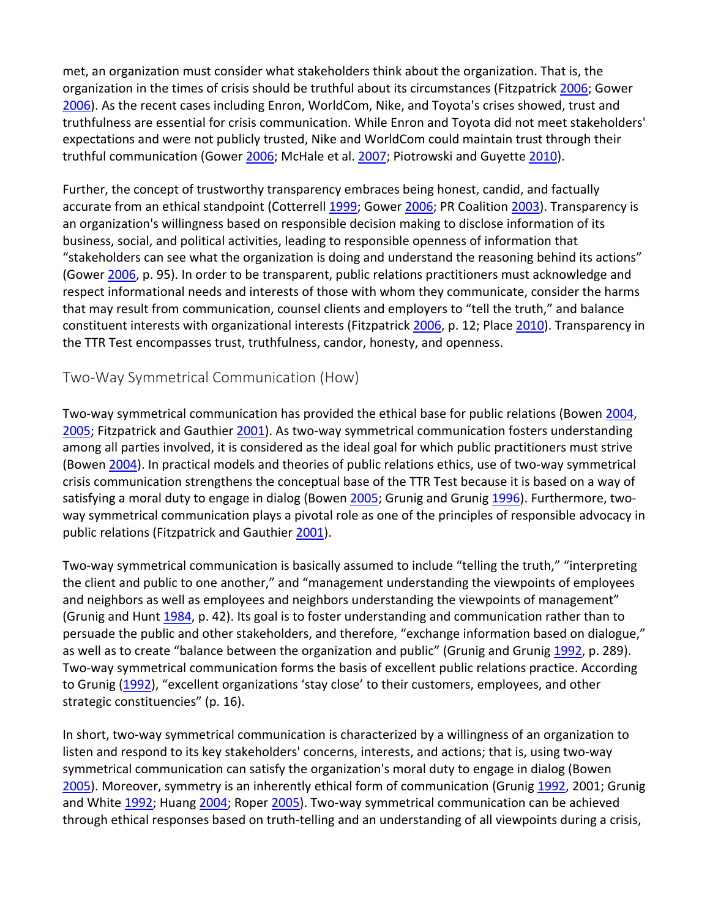met, an organization must consider what stakeholders think about the organization. That is, the organization in the times of crisis should be truthful about its circumstances (Fitzpatrick 2006; Gower 2006). As the recent cases including Enron, WorldCom, Nike, and Toyota's crises showed, trust and truthfulness are essential for crisis communication. While Enron and Toyota did not meet stakeholders' expectations and were not publicly trusted, Nike and WorldCom could maintain trust through their truthful communication (Gower 2006; McHale et al. 2007; Piotrowski and Guyette 2010).

Further, the concept of trustworthy transparency embraces being honest, candid, and factually accurate from an ethical standpoint (Cotterrell 1999; Gower 2006; PR Coalition 2003). Transparency is an organization's willingness based on responsible decision making to disclose information of its business, social, and political activities, leading to responsible openness of information that "stakeholders can see what the organization is doing and understand the reasoning behind its actions" (Gower 2006, p. 95). In order to be transparent, public relations practitioners must acknowledge and respect informational needs and interests of those with whom they communicate, consider the harms that may result from communication, counsel clients and employers to "tell the truth," and balance constituent interests with organizational interests (Fitzpatrick 2006, p. 12; Place 2010). Transparency in the TTR Test encompasses trust, truthfulness, candor, honesty, and openness.

## Two-Way Symmetrical Communication (How)

Two-way symmetrical communication has provided the ethical base for public relations (Bowen 2004, 2005; Fitzpatrick and Gauthier 2001). As two-way symmetrical communication fosters understanding among all parties involved, it is considered as the ideal goal for which public practitioners must strive (Bowen 2004). In practical models and theories of public relations ethics, use of two-way symmetrical crisis communication strengthens the conceptual base of the TTR Test because it is based on a way of satisfying a moral duty to engage in dialog (Bowen 2005; Grunig and Grunig 1996). Furthermore, two-way symmetrical communication plays a pivotal role as one of the principles of responsible advocacy in public relations (Fitzpatrick and Gauthier 2001).

Two-way symmetrical communication is basically assumed to include "telling the truth," "interpreting the client and public to one another," and "management understanding the viewpoints of employees and neighbors as well as employees and neighbors understanding the viewpoints of management" (Grunig and Hunt 1984, p. 42). Its goal is to foster understanding and communication rather than to persuade the public and other stakeholders, and therefore, "exchange information based on dialogue," as well as to create "balance between the organization and public" (Grunig and Grunig 1992, p. 289). Two-way symmetrical communication forms the basis of excellent public relations practice. According to Grunig (1992), "excellent organizations 'stay close' to their customers, employees, and other strategic constituencies" (p. 16).

In short, two-way symmetrical communication is characterized by a willingness of an organization to listen and respond to its key stakeholders' concerns, interests, and actions; that is, using two-way symmetrical communication can satisfy the organization's moral duty to engage in dialog (Bowen 2005). Moreover, symmetry is an inherently ethical form of communication (Grunig 1992, 2001; Grunig and White 1992; Huang 2004; Roper 2005). Two-way symmetrical communication can be achieved through ethical responses based on truth-telling and an understanding of all viewpoints during a crisis,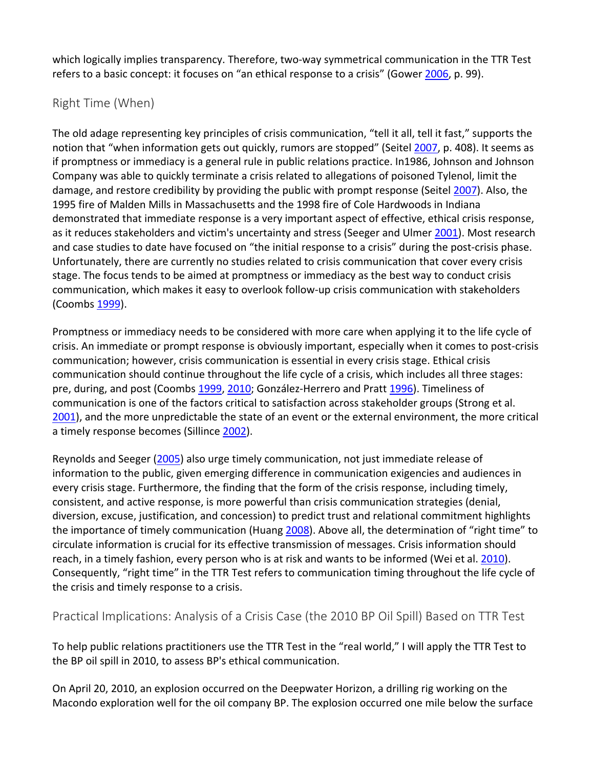which logically implies transparency. Therefore, two-way symmetrical communication in the TTR Test refers to a basic concept: it focuses on "an ethical response to a crisis" (Gower 2006, p. 99).

## Right Time (When)

The old adage representing key principles of crisis communication, "tell it all, tell it fast," supports the notion that "when information gets out quickly, rumors are stopped" (Seitel 2007, p. 408). It seems as if promptness or immediacy is a general rule in public relations practice. In1986, Johnson and Johnson Company was able to quickly terminate a crisis related to allegations of poisoned Tylenol, limit the damage, and restore credibility by providing the public with prompt response (Seitel 2007). Also, the 1995 fire of Malden Mills in Massachusetts and the 1998 fire of Cole Hardwoods in Indiana demonstrated that immediate response is a very important aspect of effective, ethical crisis response, as it reduces stakeholders and victim's uncertainty and stress (Seeger and Ulmer 2001). Most research and case studies to date have focused on "the initial response to a crisis" during the post-crisis phase. Unfortunately, there are currently no studies related to crisis communication that cover every crisis stage. The focus tends to be aimed at promptness or immediacy as the best way to conduct crisis communication, which makes it easy to overlook follow-up crisis communication with stakeholders (Coombs 1999).

Promptness or immediacy needs to be considered with more care when applying it to the life cycle of crisis. An immediate or prompt response is obviously important, especially when it comes to post-crisis communication; however, crisis communication is essential in every crisis stage. Ethical crisis communication should continue throughout the life cycle of a crisis, which includes all three stages: pre, during, and post (Coombs 1999, 2010; González-Herrero and Pratt 1996). Timeliness of communication is one of the factors critical to satisfaction across stakeholder groups (Strong et al. 2001), and the more unpredictable the state of an event or the external environment, the more critical a timely response becomes (Sillince 2002).

Reynolds and Seeger (2005) also urge timely communication, not just immediate release of information to the public, given emerging difference in communication exigencies and audiences in every crisis stage. Furthermore, the finding that the form of the crisis response, including timely, consistent, and active response, is more powerful than crisis communication strategies (denial, diversion, excuse, justification, and concession) to predict trust and relational commitment highlights the importance of timely communication (Huang 2008). Above all, the determination of "right time" to circulate information is crucial for its effective transmission of messages. Crisis information should reach, in a timely fashion, every person who is at risk and wants to be informed (Wei et al. 2010). Consequently, "right time" in the TTR Test refers to communication timing throughout the life cycle of the crisis and timely response to a crisis.

## Practical Implications: Analysis of a Crisis Case (the 2010 BP Oil Spill) Based on TTR Test

To help public relations practitioners use the TTR Test in the "real world," I will apply the TTR Test to the BP oil spill in 2010, to assess BP's ethical communication.

On April 20, 2010, an explosion occurred on the Deepwater Horizon, a drilling rig working on the Macondo exploration well for the oil company BP. The explosion occurred one mile below the surface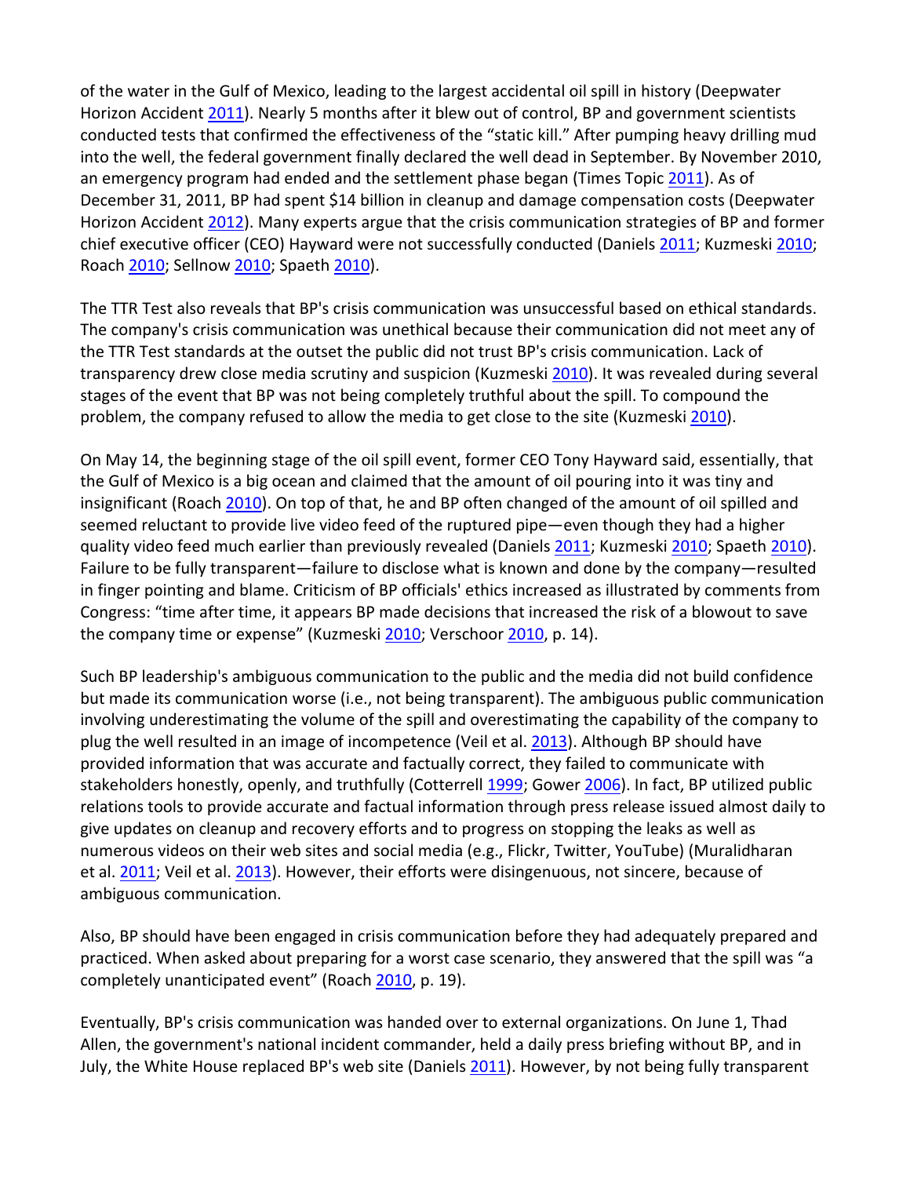of the water in the Gulf of Mexico, leading to the largest accidental oil spill in history (Deepwater Horizon Accident 2011). Nearly 5 months after it blew out of control, BP and government scientists conducted tests that confirmed the effectiveness of the "static kill." After pumping heavy drilling mud into the well, the federal government finally declared the well dead in September. By November 2010, an emergency program had ended and the settlement phase began (Times Topic 2011). As of December 31, 2011, BP had spent $14 billion in cleanup and damage compensation costs (Deepwater Horizon Accident 2012). Many experts argue that the crisis communication strategies of BP and former chief executive officer (CEO) Hayward were not successfully conducted (Daniels 2011; Kuzmeski 2010; Roach 2010; Sellnow 2010; Spaeth 2010).

The TTR Test also reveals that BP's crisis communication was unsuccessful based on ethical standards. The company's crisis communication was unethical because their communication did not meet any of the TTR Test standards at the outset the public did not trust BP's crisis communication. Lack of transparency drew close media scrutiny and suspicion (Kuzmeski 2010). It was revealed during several stages of the event that BP was not being completely truthful about the spill. To compound the problem, the company refused to allow the media to get close to the site (Kuzmeski 2010).

On May 14, the beginning stage of the oil spill event, former CEO Tony Hayward said, essentially, that the Gulf of Mexico is a big ocean and claimed that the amount of oil pouring into it was tiny and insignificant (Roach 2010). On top of that, he and BP often changed of the amount of oil spilled and seemed reluctant to provide live video feed of the ruptured pipe—even though they had a higher quality video feed much earlier than previously revealed (Daniels 2011; Kuzmeski 2010; Spaeth 2010). Failure to be fully transparent—failure to disclose what is known and done by the company—resulted in finger pointing and blame. Criticism of BP officials' ethics increased as illustrated by comments from Congress: "time after time, it appears BP made decisions that increased the risk of a blowout to save the company time or expense" (Kuzmeski 2010; Verschoor 2010, p. 14).

Such BP leadership's ambiguous communication to the public and the media did not build confidence but made its communication worse (i.e., not being transparent). The ambiguous public communication involving underestimating the volume of the spill and overestimating the capability of the company to plug the well resulted in an image of incompetence (Veil et al. 2013). Although BP should have provided information that was accurate and factually correct, they failed to communicate with stakeholders honestly, openly, and truthfully (Cotterrell 1999; Gower 2006). In fact, BP utilized public relations tools to provide accurate and factual information through press release issued almost daily to give updates on cleanup and recovery efforts and to progress on stopping the leaks as well as numerous videos on their web sites and social media (e.g., Flickr, Twitter, YouTube) (Muralidharan et al. 2011; Veil et al. 2013). However, their efforts were disingenuous, not sincere, because of ambiguous communication.

Also, BP should have been engaged in crisis communication before they had adequately prepared and practiced. When asked about preparing for a worst case scenario, they answered that the spill was "a completely unanticipated event" (Roach 2010, p. 19).

Eventually, BP's crisis communication was handed over to external organizations. On June 1, Thad Allen, the government's national incident commander, held a daily press briefing without BP, and in July, the White House replaced BP's web site (Daniels 2011). However, by not being fully transparent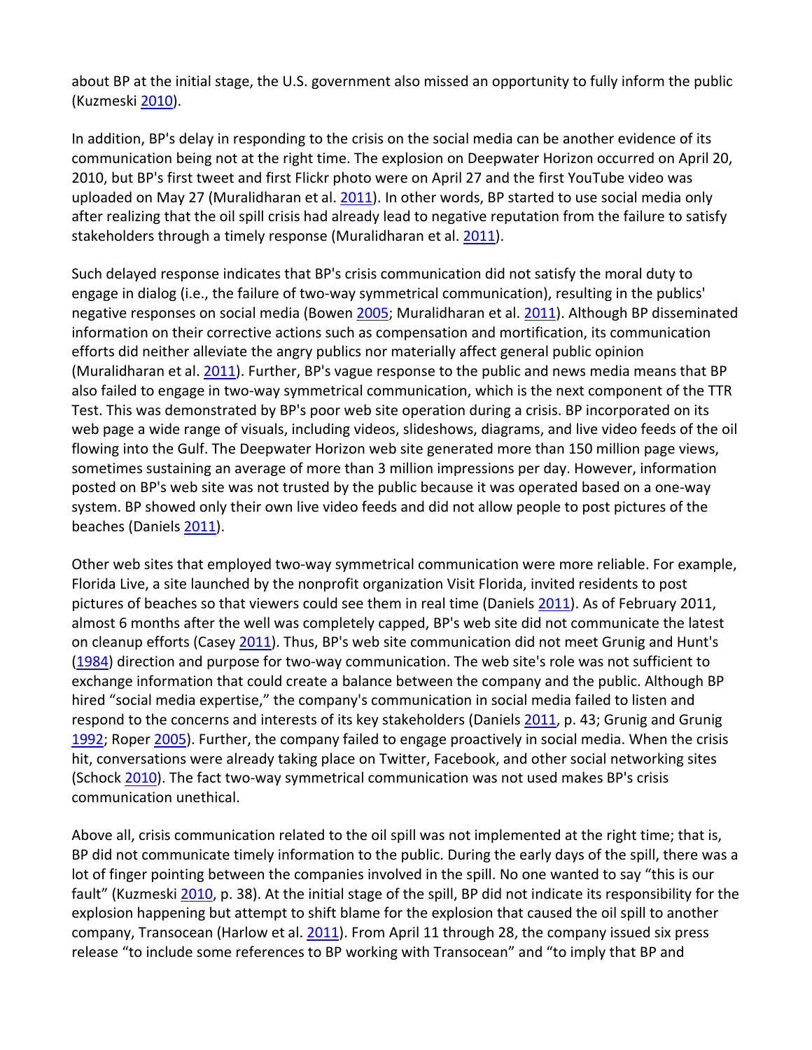about BP at the initial stage, the U.S. government also missed an opportunity to fully inform the public (Kuzmeski 2010).

In addition, BP's delay in responding to the crisis on the social media can be another evidence of its communication being not at the right time. The explosion on Deepwater Horizon occurred on April 20, 2010, but BP's first tweet and first Flickr photo were on April 27 and the first YouTube video was uploaded on May 27 (Muralidharan et al. 2011). In other words, BP started to use social media only after realizing that the oil spill crisis had already lead to negative reputation from the failure to satisfy stakeholders through a timely response (Muralidharan et al. 2011).

Such delayed response indicates that BP's crisis communication did not satisfy the moral duty to engage in dialog (i.e., the failure of two-way symmetrical communication), resulting in the publics' negative responses on social media (Bowen 2005; Muralidharan et al. 2011). Although BP disseminated information on their corrective actions such as compensation and mortification, its communication efforts did neither alleviate the angry publics nor materially affect general public opinion (Muralidharan et al. 2011). Further, BP's vague response to the public and news media means that BP also failed to engage in two-way symmetrical communication, which is the next component of the TTR Test. This was demonstrated by BP's poor web site operation during a crisis. BP incorporated on its web page a wide range of visuals, including videos, slideshows, diagrams, and live video feeds of the oil flowing into the Gulf. The Deepwater Horizon web site generated more than 150 million page views, sometimes sustaining an average of more than 3 million impressions per day. However, information posted on BP's web site was not trusted by the public because it was operated based on a one-way system. BP showed only their own live video feeds and did not allow people to post pictures of the beaches (Daniels 2011).

Other web sites that employed two-way symmetrical communication were more reliable. For example, Florida Live, a site launched by the nonprofit organization Visit Florida, invited residents to post pictures of beaches so that viewers could see them in real time (Daniels 2011). As of February 2011, almost 6 months after the well was completely capped, BP's web site did not communicate the latest on cleanup efforts (Casey 2011). Thus, BP's web site communication did not meet Grunig and Hunt's (1984) direction and purpose for two-way communication. The web site's role was not sufficient to exchange information that could create a balance between the company and the public. Although BP hired "social media expertise," the company's communication in social media failed to listen and respond to the concerns and interests of its key stakeholders (Daniels 2011, p. 43; Grunig and Grunig 1992; Roper 2005). Further, the company failed to engage proactively in social media. When the crisis hit, conversations were already taking place on Twitter, Facebook, and other social networking sites (Schock 2010). The fact two-way symmetrical communication was not used makes BP's crisis communication unethical.

Above all, crisis communication related to the oil spill was not implemented at the right time; that is, BP did not communicate timely information to the public. During the early days of the spill, there was a lot of finger pointing between the companies involved in the spill. No one wanted to say "this is our fault" (Kuzmeski 2010, p. 38). At the initial stage of the spill, BP did not indicate its responsibility for the explosion happening but attempt to shift blame for the explosion that caused the oil spill to another company, Transocean (Harlow et al. 2011). From April 11 through 28, the company issued six press release "to include some references to BP working with Transocean" and "to imply that BP and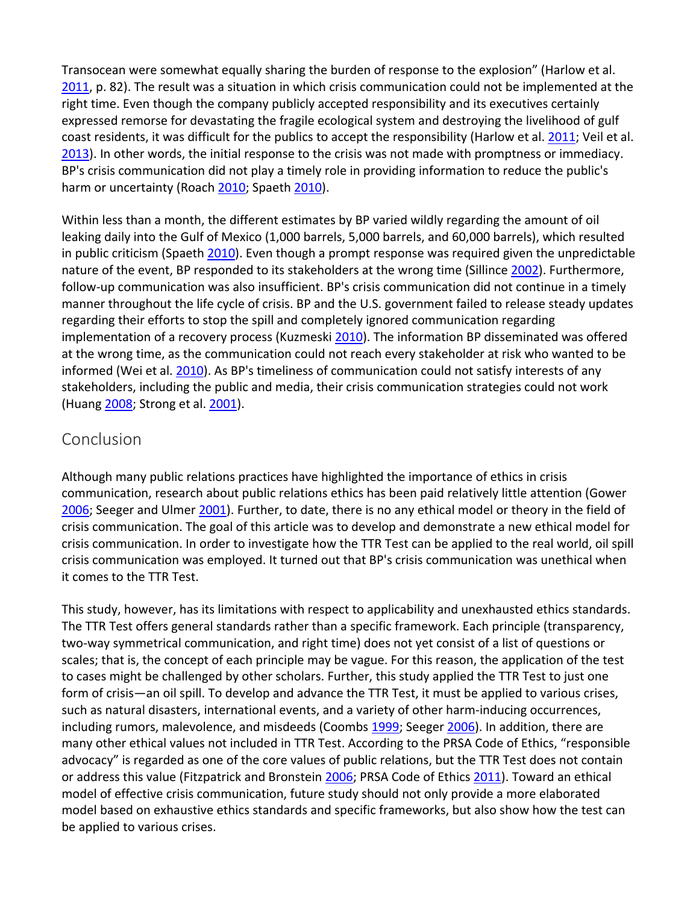Transocean were somewhat equally sharing the burden of response to the explosion" (Harlow et al. 2011, p. 82). The result was a situation in which crisis communication could not be implemented at the right time. Even though the company publicly accepted responsibility and its executives certainly expressed remorse for devastating the fragile ecological system and destroying the livelihood of gulf coast residents, it was difficult for the publics to accept the responsibility (Harlow et al. 2011; Veil et al. 2013). In other words, the initial response to the crisis was not made with promptness or immediacy. BP's crisis communication did not play a timely role in providing information to reduce the public's harm or uncertainty (Roach 2010; Spaeth 2010).

Within less than a month, the different estimates by BP varied wildly regarding the amount of oil leaking daily into the Gulf of Mexico (1,000 barrels, 5,000 barrels, and 60,000 barrels), which resulted in public criticism (Spaeth 2010). Even though a prompt response was required given the unpredictable nature of the event, BP responded to its stakeholders at the wrong time (Sillince 2002). Furthermore, follow-up communication was also insufficient. BP's crisis communication did not continue in a timely manner throughout the life cycle of crisis. BP and the U.S. government failed to release steady updates regarding their efforts to stop the spill and completely ignored communication regarding implementation of a recovery process (Kuzmeski 2010). The information BP disseminated was offered at the wrong time, as the communication could not reach every stakeholder at risk who wanted to be informed (Wei et al. 2010). As BP's timeliness of communication could not satisfy interests of any stakeholders, including the public and media, their crisis communication strategies could not work (Huang 2008; Strong et al. 2001).

## Conclusion

Although many public relations practices have highlighted the importance of ethics in crisis communication, research about public relations ethics has been paid relatively little attention (Gower 2006; Seeger and Ulmer 2001). Further, to date, there is no any ethical model or theory in the field of crisis communication. The goal of this article was to develop and demonstrate a new ethical model for crisis communication. In order to investigate how the TTR Test can be applied to the real world, oil spill crisis communication was employed. It turned out that BP's crisis communication was unethical when it comes to the TTR Test.

This study, however, has its limitations with respect to applicability and unexhausted ethics standards. The TTR Test offers general standards rather than a specific framework. Each principle (transparency, two-way symmetrical communication, and right time) does not yet consist of a list of questions or scales; that is, the concept of each principle may be vague. For this reason, the application of the test to cases might be challenged by other scholars. Further, this study applied the TTR Test to just one form of crisis—an oil spill. To develop and advance the TTR Test, it must be applied to various crises, such as natural disasters, international events, and a variety of other harm-inducing occurrences, including rumors, malevolence, and misdeeds (Coombs 1999; Seeger 2006). In addition, there are many other ethical values not included in TTR Test. According to the PRSA Code of Ethics, "responsible advocacy" is regarded as one of the core values of public relations, but the TTR Test does not contain or address this value (Fitzpatrick and Bronstein 2006; PRSA Code of Ethics 2011). Toward an ethical model of effective crisis communication, future study should not only provide a more elaborated model based on exhaustive ethics standards and specific frameworks, but also show how the test can be applied to various crises.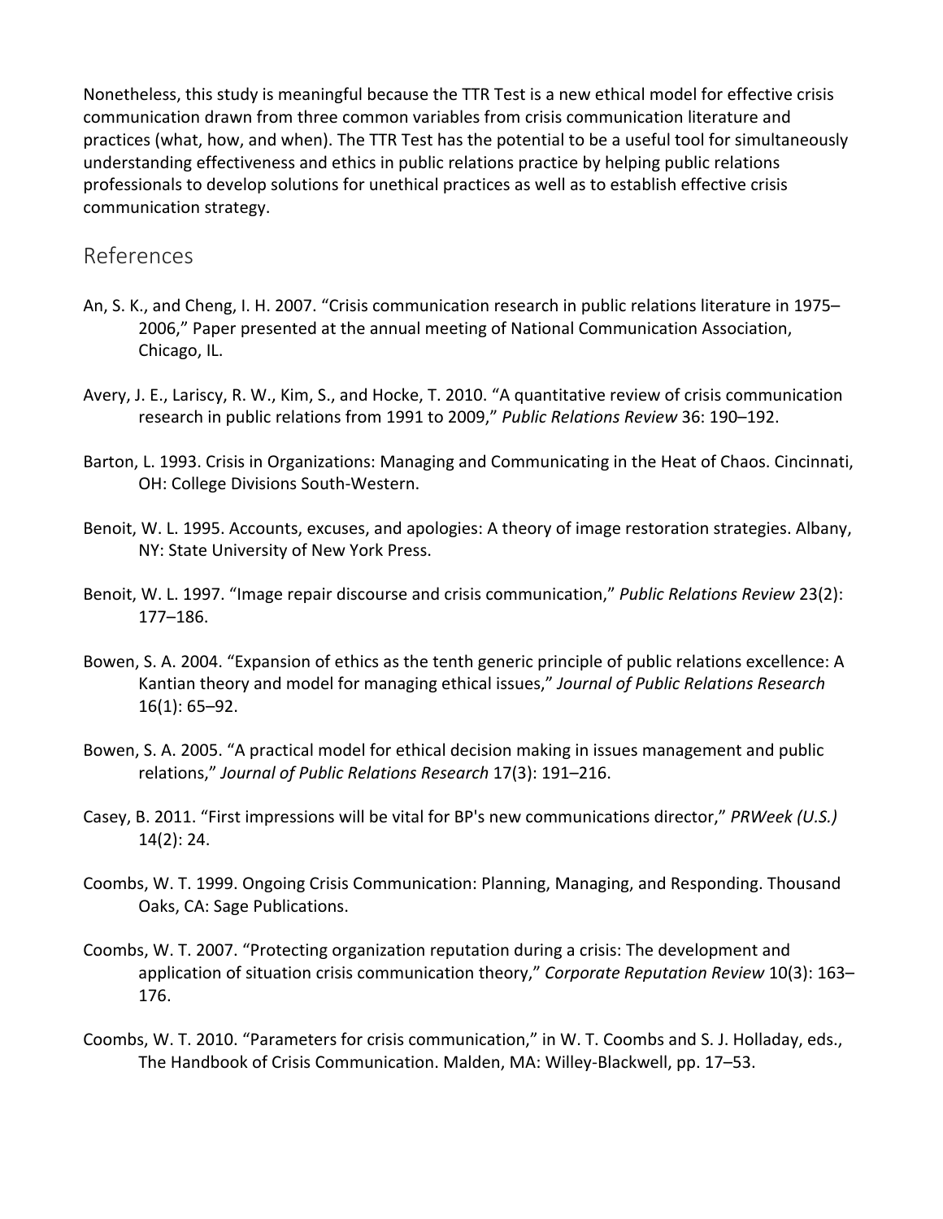Nonetheless, this study is meaningful because the TTR Test is a new ethical model for effective crisis communication drawn from three common variables from crisis communication literature and practices (what, how, and when). The TTR Test has the potential to be a useful tool for simultaneously understanding effectiveness and ethics in public relations practice by helping public relations professionals to develop solutions for unethical practices as well as to establish effective crisis communication strategy.

## References

An, S. K., and Cheng, I. H. 2007. "Crisis communication research in public relations literature in 1975–2006," Paper presented at the annual meeting of National Communication Association, Chicago, IL.

Avery, J. E., Lariscy, R. W., Kim, S., and Hocke, T. 2010. "A quantitative review of crisis communication research in public relations from 1991 to 2009," *Public Relations Review* 36: 190–192.

Barton, L. 1993. Crisis in Organizations: Managing and Communicating in the Heat of Chaos. Cincinnati, OH: College Divisions South-Western.

Benoit, W. L. 1995. Accounts, excuses, and apologies: A theory of image restoration strategies. Albany, NY: State University of New York Press.

Benoit, W. L. 1997. "Image repair discourse and crisis communication," *Public Relations Review* 23(2): 177–186.

Bowen, S. A. 2004. "Expansion of ethics as the tenth generic principle of public relations excellence: A Kantian theory and model for managing ethical issues," *Journal of Public Relations Research* 16(1): 65–92.

Bowen, S. A. 2005. "A practical model for ethical decision making in issues management and public relations," *Journal of Public Relations Research* 17(3): 191–216.

Casey, B. 2011. "First impressions will be vital for BP's new communications director," *PRWeek (U.S.)* 14(2): 24.

Coombs, W. T. 1999. Ongoing Crisis Communication: Planning, Managing, and Responding. Thousand Oaks, CA: Sage Publications.

Coombs, W. T. 2007. "Protecting organization reputation during a crisis: The development and application of situation crisis communication theory," *Corporate Reputation Review* 10(3): 163–176.

Coombs, W. T. 2010. "Parameters for crisis communication," in W. T. Coombs and S. J. Holladay, eds., The Handbook of Crisis Communication. Malden, MA: Willey-Blackwell, pp. 17–53.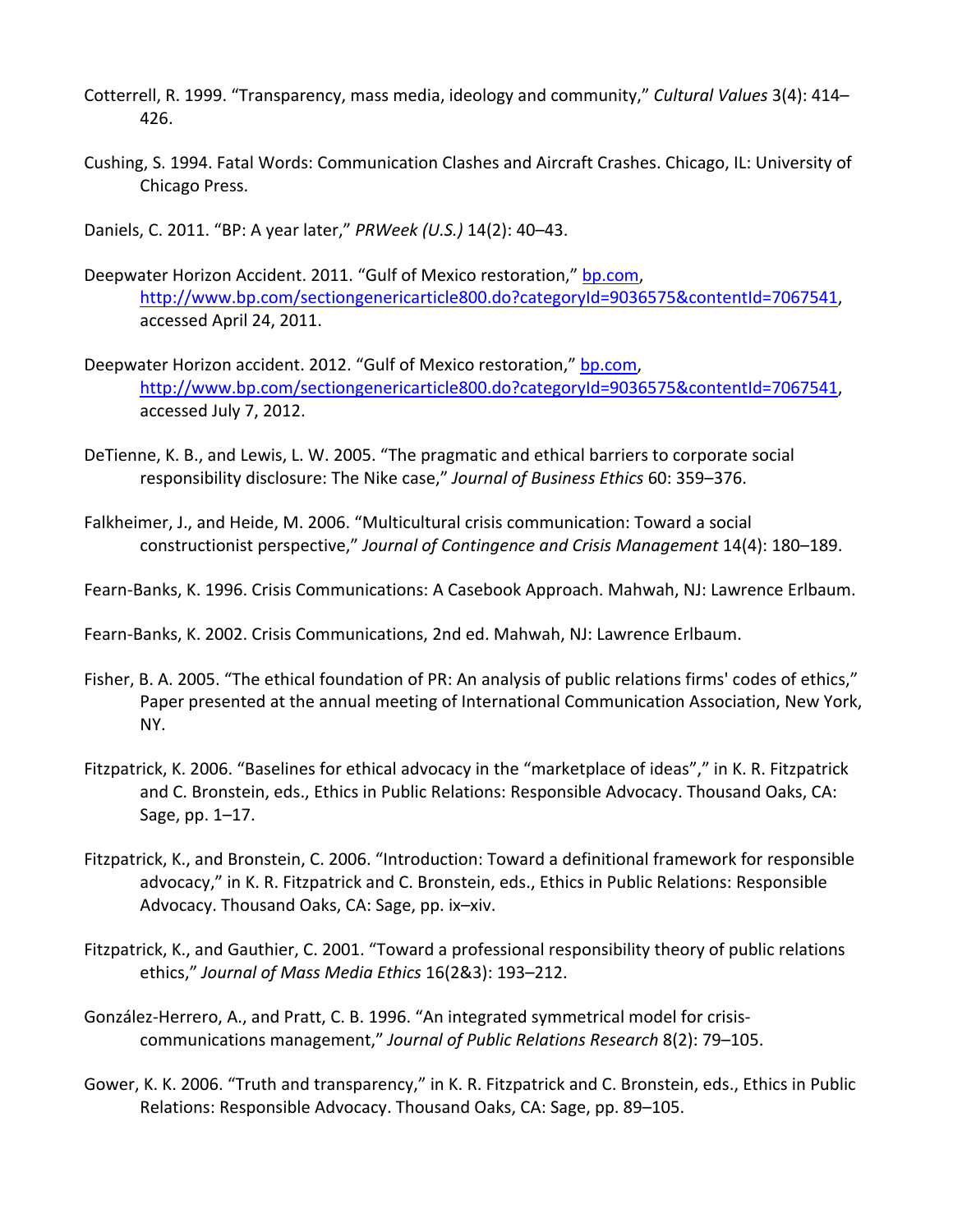Cotterrell, R. 1999. "Transparency, mass media, ideology and community," *Cultural Values* 3(4): 414–426.

Cushing, S. 1994. Fatal Words: Communication Clashes and Aircraft Crashes. Chicago, IL: University of Chicago Press.

Daniels, C. 2011. "BP: A year later," *PRWeek (U.S.)* 14(2): 40–43.

Deepwater Horizon Accident. 2011. "Gulf of Mexico restoration," [bp.com](bp.com), [http://www.bp.com/sectiongenericarticle800.do?categoryId=9036575&contentId=7067541](http://www.bp.com/sectiongenericarticle800.do?categoryId=9036575&contentId=7067541), accessed April 24, 2011.

Deepwater Horizon accident. 2012. "Gulf of Mexico restoration," [bp.com](bp.com), [http://www.bp.com/sectiongenericarticle800.do?categoryId=9036575&contentId=7067541](http://www.bp.com/sectiongenericarticle800.do?categoryId=9036575&contentId=7067541), accessed July 7, 2012.

DeTienne, K. B., and Lewis, L. W. 2005. "The pragmatic and ethical barriers to corporate social responsibility disclosure: The Nike case," *Journal of Business Ethics* 60: 359–376.

Falkheimer, J., and Heide, M. 2006. "Multicultural crisis communication: Toward a social constructionist perspective," *Journal of Contingence and Crisis Management* 14(4): 180–189.

Fearn-Banks, K. 1996. Crisis Communications: A Casebook Approach. Mahwah, NJ: Lawrence Erlbaum.

Fearn-Banks, K. 2002. Crisis Communications, 2nd ed. Mahwah, NJ: Lawrence Erlbaum.

Fisher, B. A. 2005. "The ethical foundation of PR: An analysis of public relations firms' codes of ethics," Paper presented at the annual meeting of International Communication Association, New York, NY.

Fitzpatrick, K. 2006. "Baselines for ethical advocacy in the "marketplace of ideas"," in K. R. Fitzpatrick and C. Bronstein, eds., Ethics in Public Relations: Responsible Advocacy. Thousand Oaks, CA: Sage, pp. 1–17.

Fitzpatrick, K., and Bronstein, C. 2006. "Introduction: Toward a definitional framework for responsible advocacy," in K. R. Fitzpatrick and C. Bronstein, eds., Ethics in Public Relations: Responsible Advocacy. Thousand Oaks, CA: Sage, pp. ix–xiv.

Fitzpatrick, K., and Gauthier, C. 2001. "Toward a professional responsibility theory of public relations ethics," *Journal of Mass Media Ethics* 16(2&3): 193–212.

González-Herrero, A., and Pratt, C. B. 1996. "An integrated symmetrical model for crisis-communications management," *Journal of Public Relations Research* 8(2): 79–105.

Gower, K. K. 2006. "Truth and transparency," in K. R. Fitzpatrick and C. Bronstein, eds., Ethics in Public Relations: Responsible Advocacy. Thousand Oaks, CA: Sage, pp. 89–105.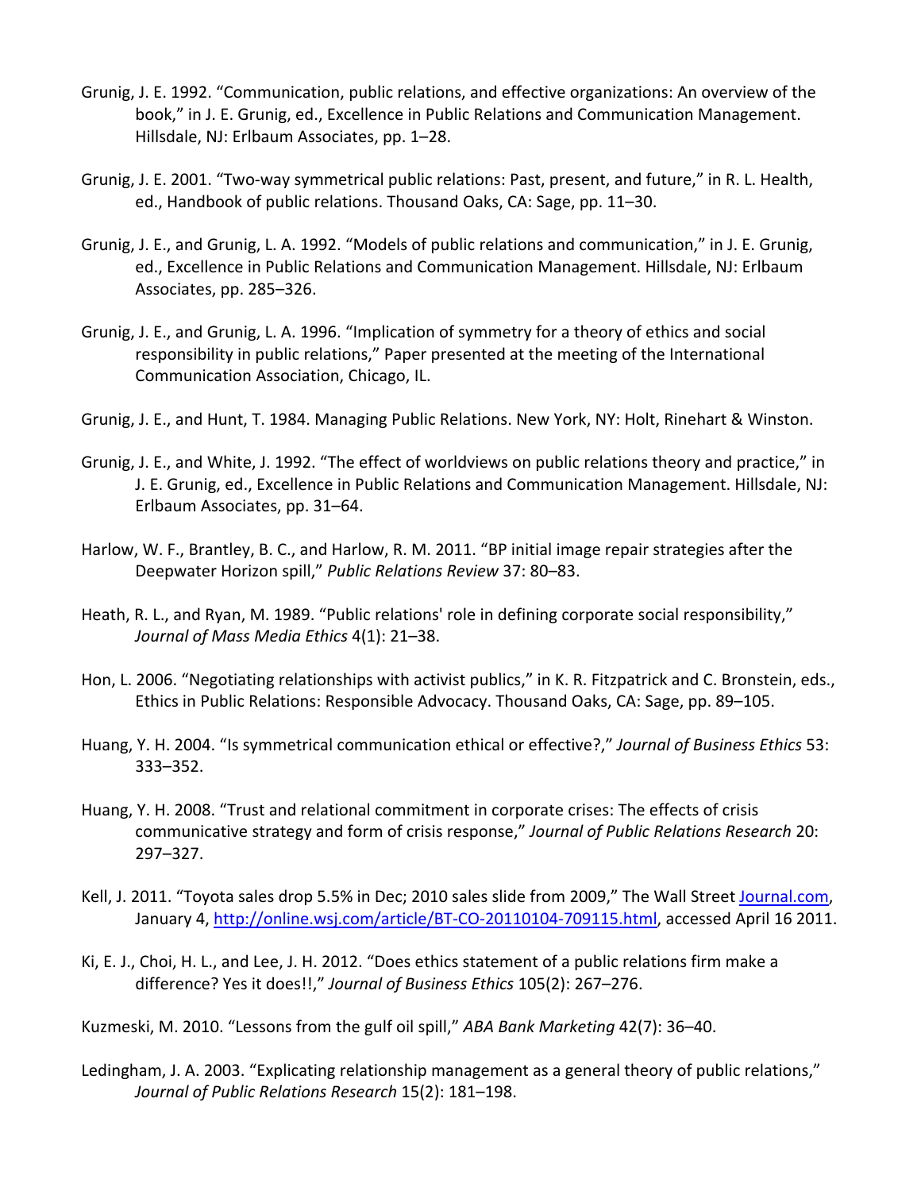Grunig, J. E. 1992. "Communication, public relations, and effective organizations: An overview of the book," in J. E. Grunig, ed., Excellence in Public Relations and Communication Management. Hillsdale, NJ: Erlbaum Associates, pp. 1–28.

Grunig, J. E. 2001. "Two-way symmetrical public relations: Past, present, and future," in R. L. Health, ed., Handbook of public relations. Thousand Oaks, CA: Sage, pp. 11–30.

Grunig, J. E., and Grunig, L. A. 1992. "Models of public relations and communication," in J. E. Grunig, ed., Excellence in Public Relations and Communication Management. Hillsdale, NJ: Erlbaum Associates, pp. 285–326.

Grunig, J. E., and Grunig, L. A. 1996. "Implication of symmetry for a theory of ethics and social responsibility in public relations," Paper presented at the meeting of the International Communication Association, Chicago, IL.

Grunig, J. E., and Hunt, T. 1984. Managing Public Relations. New York, NY: Holt, Rinehart & Winston.

Grunig, J. E., and White, J. 1992. "The effect of worldviews on public relations theory and practice," in J. E. Grunig, ed., Excellence in Public Relations and Communication Management. Hillsdale, NJ: Erlbaum Associates, pp. 31–64.

Harlow, W. F., Brantley, B. C., and Harlow, R. M. 2011. "BP initial image repair strategies after the Deepwater Horizon spill," *Public Relations Review* 37: 80–83.

Heath, R. L., and Ryan, M. 1989. "Public relations' role in defining corporate social responsibility," *Journal of Mass Media Ethics* 4(1): 21–38.

Hon, L. 2006. "Negotiating relationships with activist publics," in K. R. Fitzpatrick and C. Bronstein, eds., Ethics in Public Relations: Responsible Advocacy. Thousand Oaks, CA: Sage, pp. 89–105.

Huang, Y. H. 2004. "Is symmetrical communication ethical or effective?," *Journal of Business Ethics* 53: 333–352.

Huang, Y. H. 2008. "Trust and relational commitment in corporate crises: The effects of crisis communicative strategy and form of crisis response," *Journal of Public Relations Research* 20: 297–327.

Kell, J. 2011. "Toyota sales drop 5.5% in Dec; 2010 sales slide from 2009," The Wall Street Journal.com, January 4, http://online.wsj.com/article/BT-CO-20110104-709115.html, accessed April 16 2011.

Ki, E. J., Choi, H. L., and Lee, J. H. 2012. "Does ethics statement of a public relations firm make a difference? Yes it does!!," *Journal of Business Ethics* 105(2): 267–276.

Kuzmeski, M. 2010. "Lessons from the gulf oil spill," *ABA Bank Marketing* 42(7): 36–40.

Ledingham, J. A. 2003. "Explicating relationship management as a general theory of public relations," *Journal of Public Relations Research* 15(2): 181–198.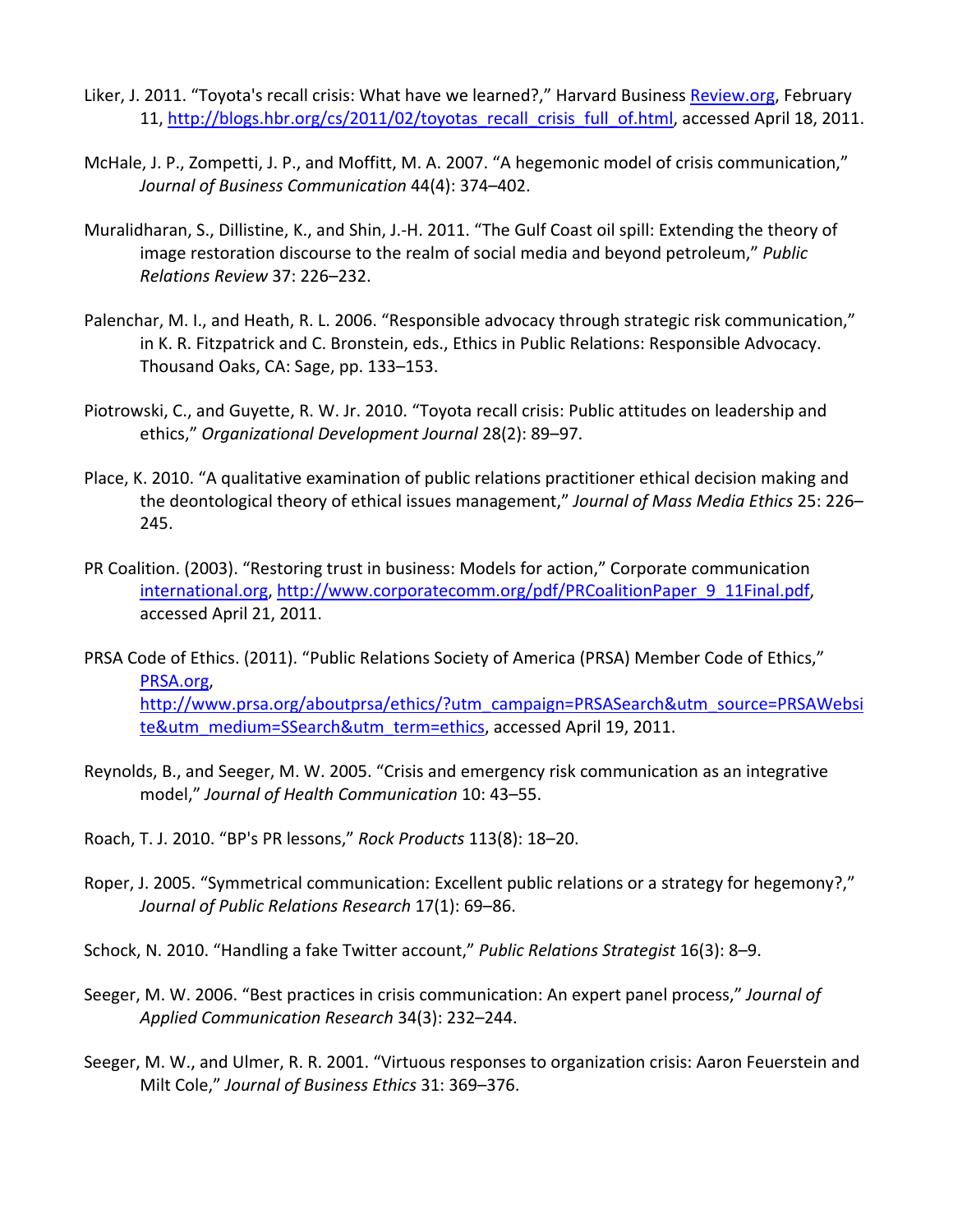Liker, J. 2011. “Toyota's recall crisis: What have we learned?,” Harvard Business Review.org, February 11, http://blogs.hbr.org/cs/2011/02/toyotas_recall_crisis_full_of.html, accessed April 18, 2011.

McHale, J. P., Zompetti, J. P., and Moffitt, M. A. 2007. “A hegemonic model of crisis communication,” *Journal of Business Communication* 44(4): 374–402.

Muralidharan, S., Dillistine, K., and Shin, J.-H. 2011. “The Gulf Coast oil spill: Extending the theory of image restoration discourse to the realm of social media and beyond petroleum,” *Public Relations Review* 37: 226–232.

Palenchar, M. I., and Heath, R. L. 2006. “Responsible advocacy through strategic risk communication,” in K. R. Fitzpatrick and C. Bronstein, eds., Ethics in Public Relations: Responsible Advocacy. Thousand Oaks, CA: Sage, pp. 133–153.

Piotrowski, C., and Guyette, R. W. Jr. 2010. “Toyota recall crisis: Public attitudes on leadership and ethics,” *Organizational Development Journal* 28(2): 89–97.

Place, K. 2010. “A qualitative examination of public relations practitioner ethical decision making and the deontological theory of ethical issues management,” *Journal of Mass Media Ethics* 25: 226–245.

PR Coalition. (2003). “Restoring trust in business: Models for action,” Corporate communication international.org, http://www.corporatecomm.org/pdf/PRCoalitionPaper_9_11Final.pdf, accessed April 21, 2011.

PRSA Code of Ethics. (2011). “Public Relations Society of America (PRSA) Member Code of Ethics,” PRSA.org, http://www.prsa.org/aboutprsa/ethics/?utm_campaign=PRSASearch&utm_source=PRSAWebsite&utm_medium=SSearch&utm_term=ethics, accessed April 19, 2011.

Reynolds, B., and Seeger, M. W. 2005. “Crisis and emergency risk communication as an integrative model,” *Journal of Health Communication* 10: 43–55.

Roach, T. J. 2010. “BP's PR lessons,” *Rock Products* 113(8): 18–20.

Roper, J. 2005. “Symmetrical communication: Excellent public relations or a strategy for hegemony?,” *Journal of Public Relations Research* 17(1): 69–86.

Schock, N. 2010. “Handling a fake Twitter account,” *Public Relations Strategist* 16(3): 8–9.

Seeger, M. W. 2006. “Best practices in crisis communication: An expert panel process,” *Journal of Applied Communication Research* 34(3): 232–244.

Seeger, M. W., and Ulmer, R. R. 2001. “Virtuous responses to organization crisis: Aaron Feuerstein and Milt Cole,” *Journal of Business Ethics* 31: 369–376.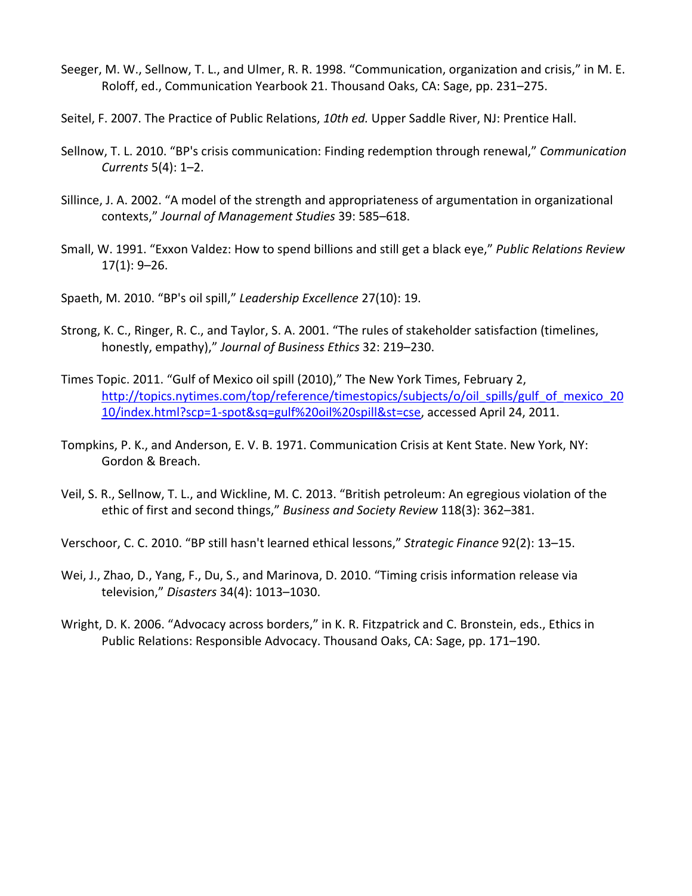Seeger, M. W., Sellnow, T. L., and Ulmer, R. R. 1998. “Communication, organization and crisis,” in M. E. Roloff, ed., Communication Yearbook 21. Thousand Oaks, CA: Sage, pp. 231–275.

Seitel, F. 2007. The Practice of Public Relations, *10th ed.* Upper Saddle River, NJ: Prentice Hall.

Sellnow, T. L. 2010. “BP's crisis communication: Finding redemption through renewal,” *Communication Currents* 5(4): 1–2.

Sillince, J. A. 2002. “A model of the strength and appropriateness of argumentation in organizational contexts,” *Journal of Management Studies* 39: 585–618.

Small, W. 1991. “Exxon Valdez: How to spend billions and still get a black eye,” *Public Relations Review* 17(1): 9–26.

Spaeth, M. 2010. “BP's oil spill,” *Leadership Excellence* 27(10): 19.

Strong, K. C., Ringer, R. C., and Taylor, S. A. 2001. “The rules of stakeholder satisfaction (timelines, honestly, empathy),” *Journal of Business Ethics* 32: 219–230.

Times Topic. 2011. “Gulf of Mexico oil spill (2010),” The New York Times, February 2, http://topics.nytimes.com/top/reference/timestopics/subjects/o/oil_spills/gulf_of_mexico_2010/index.html?scp=1-spot&sq=gulf%20oil%20spill&st=cse, accessed April 24, 2011.

Tompkins, P. K., and Anderson, E. V. B. 1971. Communication Crisis at Kent State. New York, NY: Gordon & Breach.

Veil, S. R., Sellnow, T. L., and Wickline, M. C. 2013. “British petroleum: An egregious violation of the ethic of first and second things,” *Business and Society Review* 118(3): 362–381.

Verschoor, C. C. 2010. “BP still hasn't learned ethical lessons,” *Strategic Finance* 92(2): 13–15.

Wei, J., Zhao, D., Yang, F., Du, S., and Marinova, D. 2010. “Timing crisis information release via television,” *Disasters* 34(4): 1013–1030.

Wright, D. K. 2006. “Advocacy across borders,” in K. R. Fitzpatrick and C. Bronstein, eds., Ethics in Public Relations: Responsible Advocacy. Thousand Oaks, CA: Sage, pp. 171–190.